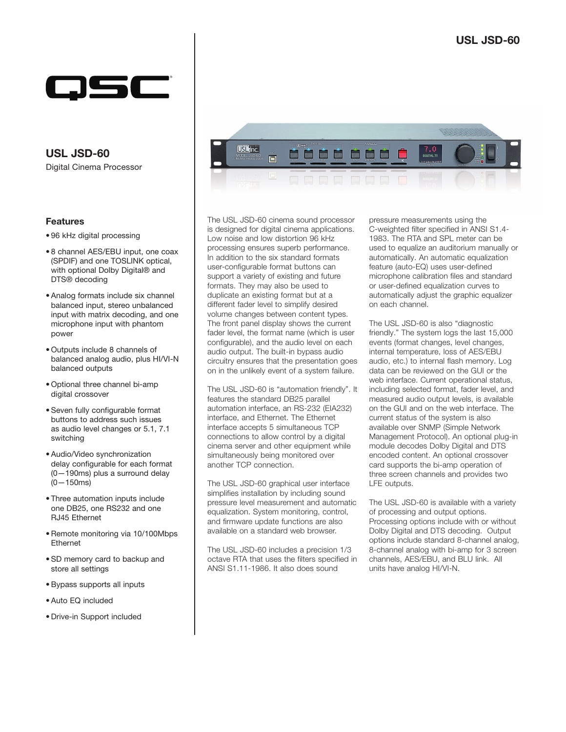# USL JSD-60

QSC

## USL JSD-60

Digital Cinema Processor

### Features

- 96 kHz digital processing
- 8 channel AES/EBU input, one coax (SPDIF) and one TOSLINK optical, with optional Dolby Digital® and DTS® decoding
- Analog formats include six channel balanced input, stereo unbalanced input with matrix decoding, and one microphone input with phantom power
- Outputs include 8 channels of balanced analog audio, plus HI/VI-N balanced outputs
- Optional three channel bi-amp digital crossover
- Seven fully configurable format buttons to address such issues as audio level changes or 5.1, 7.1 switching
- Audio/Video synchronization delay configurable for each format (0—190ms) plus a surround delay (0—150ms)
- Three automation inputs include one DB25, one RS232 and one RJ45 Ethernet
- Remote monitoring via 10/100Mbps Ethernet
- SD memory card to backup and store all settings
- Bypass supports all inputs
- Auto EQ included
- Drive-in Support included

The USL JSD-60 cinema sound processor is designed for digital cinema applications. Low noise and low distortion 96 kHz processing ensures superb performance. In addition to the six standard formats user-configurable format buttons can support a variety of existing and future formats. They may also be used to duplicate an existing format but at a different fader level to simplify desired volume changes between content types. The front panel display shows the current fader level, the format name (which is user configurable), and the audio level on each audio output. The built-in bypass audio circuitry ensures that the presentation goes on in the unlikely event of a system failure.

The USL JSD-60 is "automation friendly". It features the standard DB25 parallel automation interface, an RS-232 (EIA232) interface, and Ethernet. The Ethernet interface accepts 5 simultaneous TCP connections to allow control by a digital cinema server and other equipment while simultaneously being monitored over another TCP connection.

The USL JSD-60 graphical user interface simplifies installation by including sound pressure level measurement and automatic equalization. System monitoring, control, and firmware update functions are also available on a standard web browser.

The USL JSD-60 includes a precision 1/3 octave RTA that uses the filters specified in ANSI S1.11-1986. It also does sound pressure measurements using the C-weighted filter specified in ANSI S1.4-1983. The RTA and SPL meter can be used to equalize an auditorium manually or automatically. An automatic equalization feature (auto-EQ) uses user-defined microphone calibration files and standard or user-defined equalization curves to automatically adjust the graphic equalizer on each channel.

The USL JSD-60 is also "diagnostic friendly." The system logs the last 15,000 events (format changes, level changes, internal temperature, loss of AES/EBU audio, etc.) to internal flash memory. Log data can be reviewed on the GUI or the web interface. Current operational status, including selected format, fader level, and measured audio output levels, is available on the GUI and on the web interface. The current status of the system is also available over SNMP (Simple Network Management Protocol). An optional plug-in module decodes Dolby Digital and DTS encoded content. An optional crossover card supports the bi-amp operation of three screen channels and provides two LFE outputs.

The USL JSD-60 is available with a variety of processing and output options. Processing options include with or without Dolby Digital and DTS decoding. Output options include standard 8-channel analog, 8-channel analog with bi-amp for 3 screen channels, AES/EBU, and BLU link. All units have analog HI/VI-N.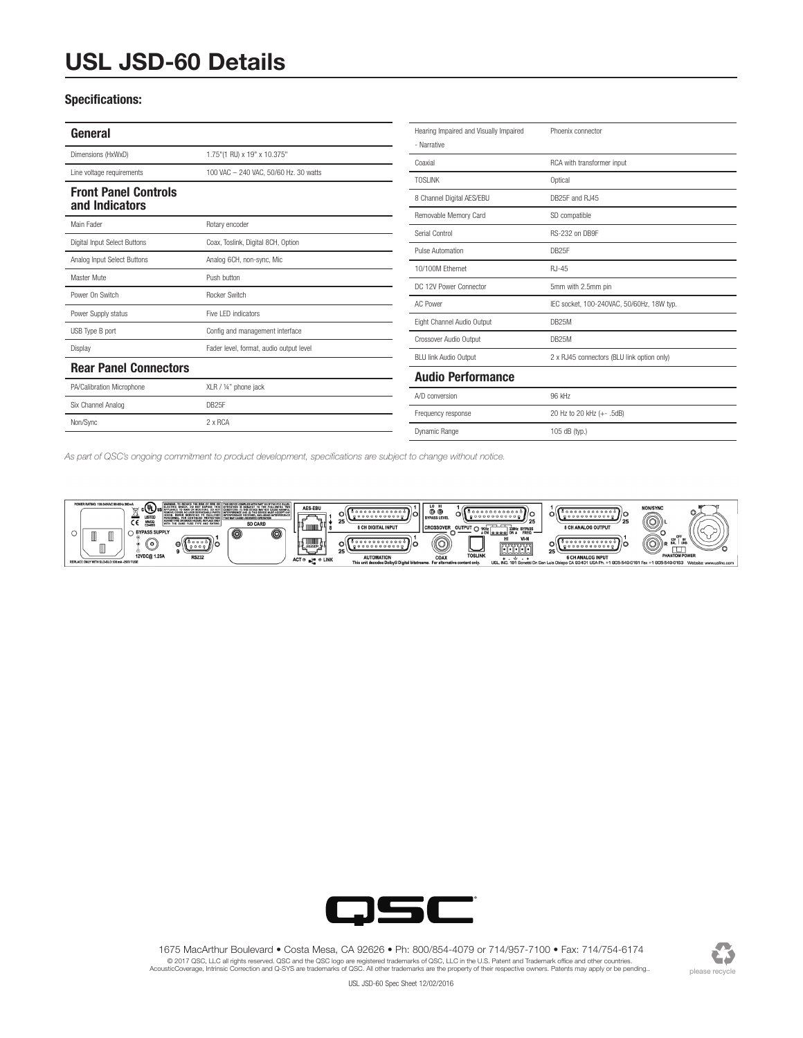# USL JSD-60 Details

## Specifications:

### General

| | |
|---|---|
| Dimensions (HxWxD) | 1.75"(1 RU) x 19" x 10.375" |
| Line voltage requirements | 100 VAC – 240 VAC, 50/60 Hz. 30 watts |

### Front Panel Controls and Indicators

| | |
|---|---|
| Main Fader | Rotary encoder |
| Digital Input Select Buttons | Coax, Toslink, Digital 8CH, Option |
| Analog Input Select Buttons | Analog 6CH, non-sync, Mic |
| Master Mute | Push button |
| Power On Switch | Rocker Switch |
| Power Supply status | Five LED indicators |
| USB Type B port | Config and management interface |
| Display | Fader level, format, audio output level |

### Rear Panel Connectors

| | |
|---|---|
| PA/Calibration Microphone | XLR / ¼" phone jack |
| Six Channel Analog | DB25F |
| Non/Sync | 2 x RCA |
| Hearing Impaired and Visually Impaired - Narrative | Phoenix connector |
| Coaxial | RCA with transformer input |
| TOSLINK | Optical |
| 8 Channel Digital AES/EBU | DB25F and RJ45 |
| Removable Memory Card | SD compatible |
| Serial Control | RS-232 on DB9F |
| Pulse Automation | DB25F |
| 10/100M Ethernet | RJ-45 |
| DC 12V Power Connector | 5mm with 2.5mm pin |
| AC Power | IEC socket, 100-240VAC, 50/60Hz, 18W typ. |
| Eight Channel Audio Output | DB25M |
| Crossover Audio Output | DB25M |
| BLU link Audio Output | 2 x RJ45 connectors (BLU link option only) |

### Audio Performance

| | |
|---|---|
| A/D conversion | 96 kHz |
| Frequency response | 20 Hz to 20 kHz (+- .5dB) |
| Dynamic Range | 105 dB (typ.) |

*As part of QSC's ongoing commitment to product development, specifications are subject to change without notice.*

1675 MacArthur Boulevard • Costa Mesa, CA 92626 • Ph: 800/854-4079 or 714/957-7100 • Fax: 714/754-6174

© 2017 QSC, LLC all rights reserved. QSC and the QSC logo are registered trademarks of QSC, LLC in the U.S. Patent and Trademark office and other countries. AcousticCoverage, Intrinsic Correction and Q-SYS are trademarks of QSC. All other trademarks are the property of their respective owners. Patents may apply or be pending..

please recycle

USL JSD-60 Spec Sheet 12/02/2016